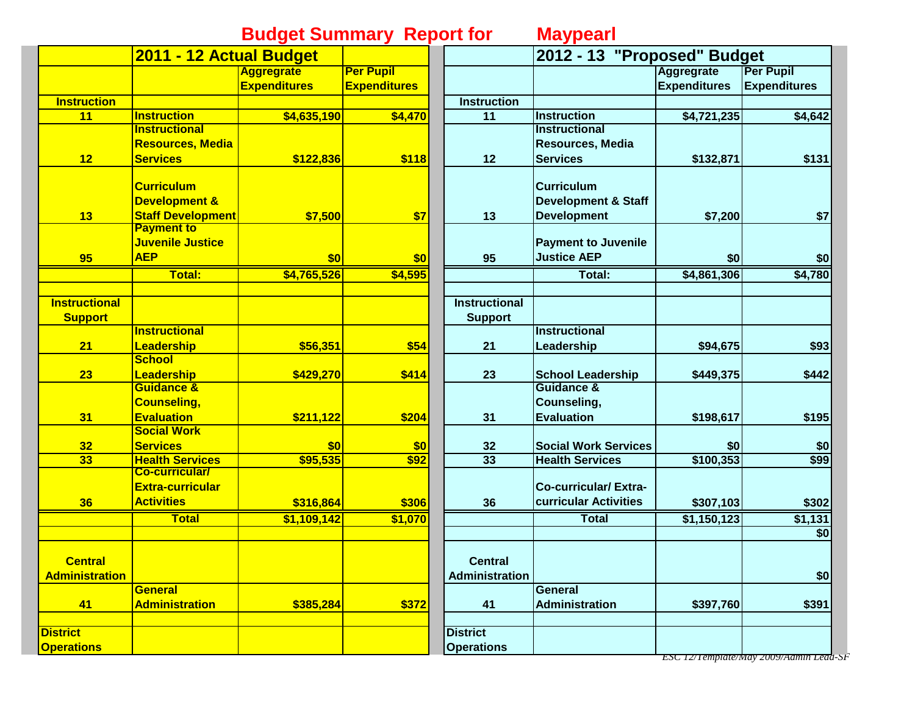# Budget Summary Report for Maypearl

| | 2011 - 12 Actual Budget | | |
|---|---|---|---|
| | | Aggregrate Expenditures | Per Pupil Expenditures |
| **Instruction** | | | |
| 11 | Instruction | $4,635,190 | $4,470 |
| 12 | Instructional Resources, Media Services | $122,836 | $118 |
| 13 | Curriculum Development & Staff Development | $7,500 | $7 |
| 95 | Payment to Juvenile Justice AEP | $0 | $0 |
| | Total: | $4,765,526 | $4,595 |
| | | | |
| **Instructional Support** | | | |
| 21 | Instructional Leadership | $56,351 | $54 |
| 23 | School Leadership | $429,270 | $414 |
| 31 | Guidance & Counseling, Evaluation | $211,122 | $204 |
| 32 | Social Work Services | $0 | $0 |
| 33 | Health Services | $95,535 | $92 |
| 36 | Co-curricular/ Extra-curricular Activities | $316,864 | $306 |
| | Total | $1,109,142 | $1,070 |
| | | | |
| **Central Administration** | | | |
| 41 | General Administration | $385,284 | $372 |
| | | | |
| **District Operations** | | | |

| | 2012 - 13 "Proposed" Budget | | |
|---|---|---|---|
| | | Aggregrate Expenditures | Per Pupil Expenditures |
| **Instruction** | | | |
| 11 | Instruction | $4,721,235 | $4,642 |
| 12 | Instructional Resources, Media Services | $132,871 | $131 |
| 13 | Curriculum Development & Staff Development | $7,200 | $7 |
| 95 | Payment to Juvenile Justice AEP | $0 | $0 |
| | Total: | $4,861,306 | $4,780 |
| | | | |
| **Instructional Support** | | | |
| 21 | Instructional Leadership | $94,675 | $93 |
| 23 | School Leadership | $449,375 | $442 |
| 31 | Guidance & Counseling, Evaluation | $198,617 | $195 |
| 32 | Social Work Services | $0 | $0 |
| 33 | Health Services | $100,353 | $99 |
| 36 | Co-curricular/ Extra-curricular Activities | $307,103 | $302 |
| | Total | $1,150,123 | $1,131 |
| | | | $0 |
| **Central Administration** | | | $0 |
| 41 | General Administration | $397,760 | $391 |
| | | | |
| **District Operations** | | | |

*ESC 12/Template/May 2009/Admin Lead-SF*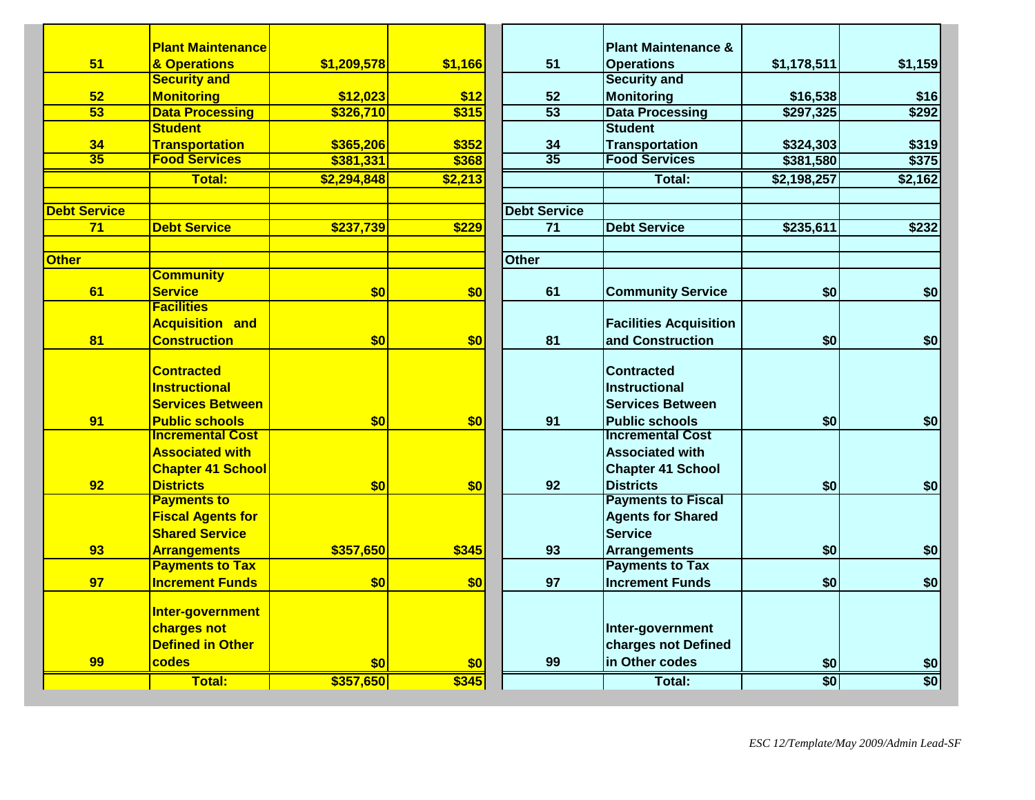| | | | | | | | |
|---|---|---|---|---|---|---|---|
| 51 | Plant Maintenance & Operations | $1,209,578 | $1,166 | 51 | Plant Maintenance & Operations | $1,178,511 | $1,159 |
| 52 | Security and Monitoring | $12,023 | $12 | 52 | Security and Monitoring | $16,538 | $16 |
| 53 | Data Processing | $326,710 | $315 | 53 | Data Processing | $297,325 | $292 |
| 34 | Student Transportation | $365,206 | $352 | 34 | Student Transportation | $324,303 | $319 |
| 35 | Food Services | $381,331 | $368 | 35 | Food Services | $381,580 | $375 |
| | Total: | $2,294,848 | $2,213 | | Total: | $2,198,257 | $2,162 |
| | | | | | | | |
| Debt Service | | | | Debt Service | | | |
| 71 | Debt Service | $237,739 | $229 | 71 | Debt Service | $235,611 | $232 |
| | | | | | | | |
| Other | | | | Other | | | |
| 61 | Community Service | $0 | $0 | 61 | Community Service | $0 | $0 |
| 81 | Facilities Acquisition and Construction | $0 | $0 | 81 | Facilities Acquisition and Construction | $0 | $0 |
| 91 | Contracted Instructional Services Between Public schools | $0 | $0 | 91 | Contracted Instructional Services Between Public schools | $0 | $0 |
| 92 | Incremental Cost Associated with Chapter 41 School Districts | $0 | $0 | 92 | Incremental Cost Associated with Chapter 41 School Districts | $0 | $0 |
| 93 | Payments to Fiscal Agents for Shared Service Arrangements | $357,650 | $345 | 93 | Payments to Fiscal Agents for Shared Service Arrangements | $0 | $0 |
| 97 | Payments to Tax Increment Funds | $0 | $0 | 97 | Payments to Tax Increment Funds | $0 | $0 |
| 99 | Inter-government charges not Defined in Other codes | $0 | $0 | 99 | Inter-government charges not Defined in Other codes | $0 | $0 |
| | Total: | $357,650 | $345 | | Total: | $0 | $0 |

*ESC 12/Template/May 2009/Admin Lead-SF*